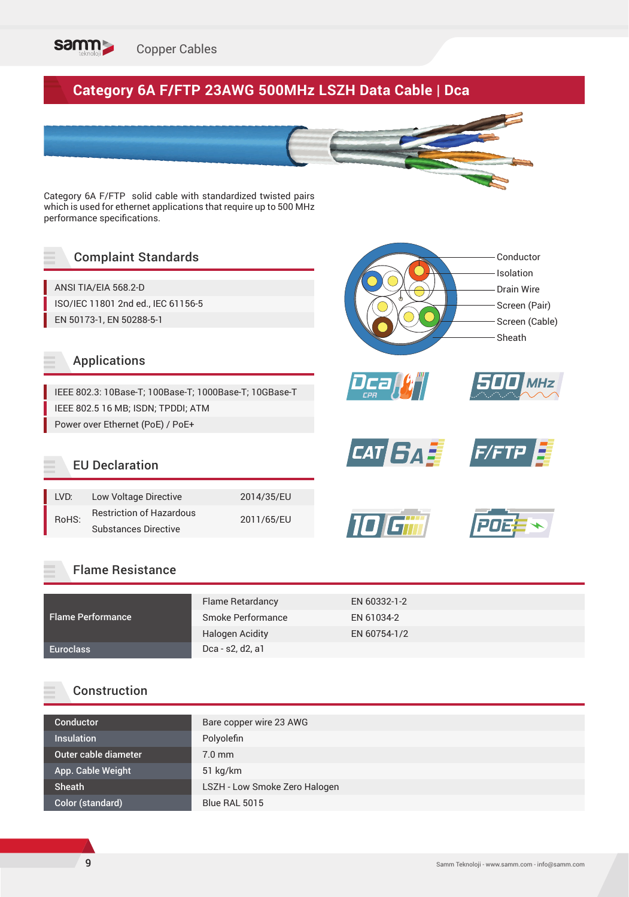# Category 6A F/FTP 23AWG 500MHz LSZH Data Cable | Dca

Category 6A F/FTP solid cable with standardized twisted pairs which is used for ethernet applications that require up to 500 MHz performance specifications.

Conductor
Isolation
Drain Wire
Screen (Pair)
Screen (Cable)
Sheath

## Complaint Standards

- ANSI TIA/EIA 568.2-D
- ISO/IEC 11801 2nd ed., IEC 61156-5
- EN 50173-1, EN 50288-5-1

## Applications

- IEEE 802.3: 10Base-T; 100Base-T; 1000Base-T; 10GBase-T
- IEEE 802.5 16 MB; ISDN; TPDDI; ATM
- Power over Ethernet (PoE) / PoE+

## EU Declaration

| | | |
|---|---|---|
| LVD: | Low Voltage Directive | 2014/35/EU |
| RoHS: | Restriction of Hazardous Substances Directive | 2011/65/EU |

## Flame Resistance

| | | |
|---|---|---|
| Flame Performance | Flame Retardancy | EN 60332-1-2 |
| | Smoke Performance | EN 61034-2 |
| | Halogen Acidity | EN 60754-1/2 |
| Euroclass | Dca - s2, d2, a1 | |

## Construction

| | |
|---|---|
| Conductor | Bare copper wire 23 AWG |
| Insulation | Polyolefin |
| Outer cable diameter | 7.0 mm |
| App. Cable Weight | 51 kg/km |
| Sheath | LSZH - Low Smoke Zero Halogen |
| Color (standard) | Blue RAL 5015 |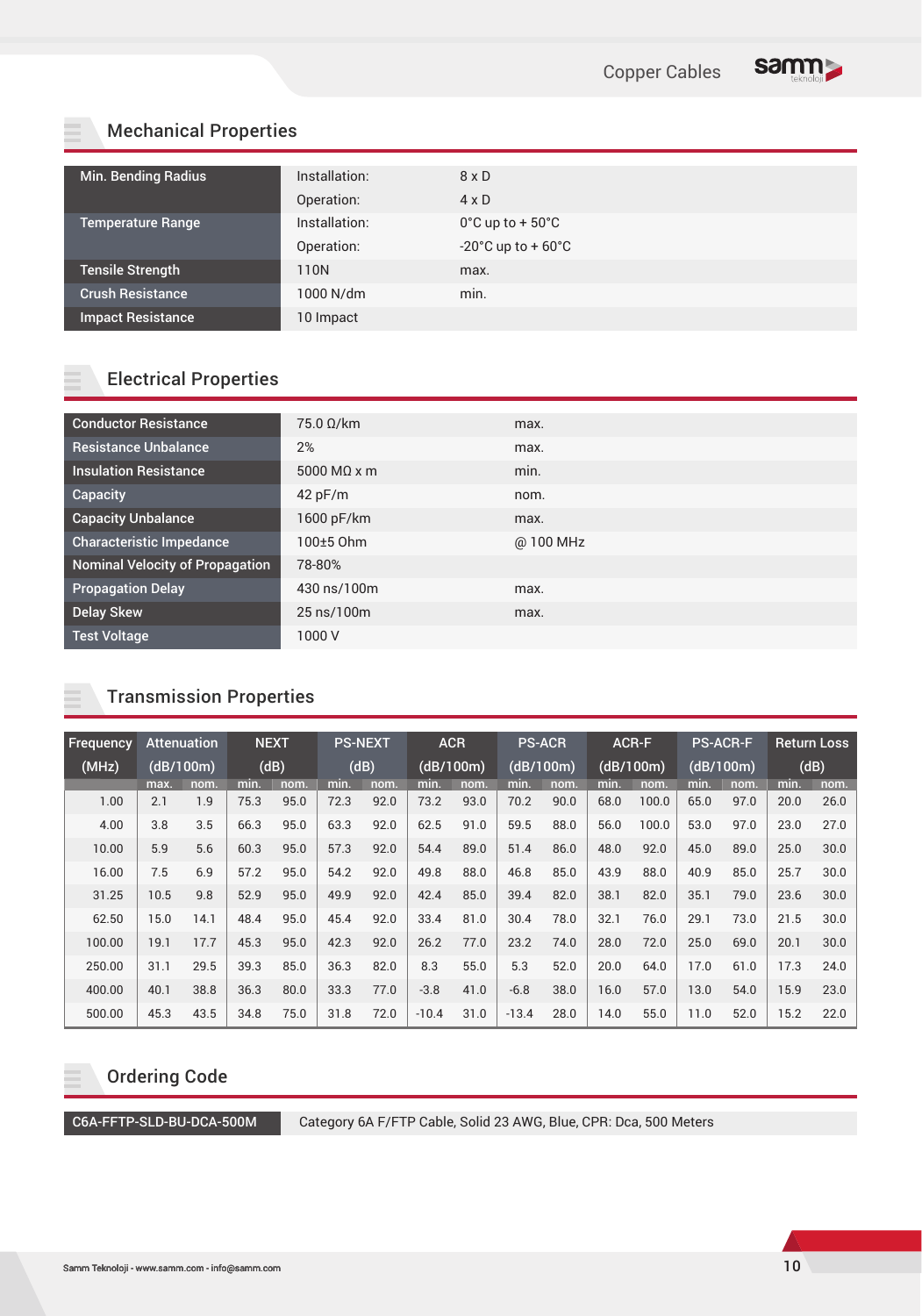## Mechanical Properties

| | | |
|---|---|---|
| Min. Bending Radius | Installation: | 8 x D |
| | Operation: | 4 x D |
| Temperature Range | Installation: | 0°C up to + 50°C |
| | Operation: | -20°C up to + 60°C |
| Tensile Strength | 110N | max. |
| Crush Resistance | 1000 N/dm | min. |
| Impact Resistance | 10 Impact | |

## Electrical Properties

| | | |
|---|---|---|
| Conductor Resistance | 75.0 Ω/km | max. |
| Resistance Unbalance | 2% | max. |
| Insulation Resistance | 5000 MΩ x m | min. |
| Capacity | 42 pF/m | nom. |
| Capacity Unbalance | 1600 pF/km | max. |
| Characteristic Impedance | 100±5 Ohm | @ 100 MHz |
| Nominal Velocity of Propagation | 78-80% | |
| Propagation Delay | 430 ns/100m | max. |
| Delay Skew | 25 ns/100m | max. |
| Test Voltage | 1000 V | |

## Transmission Properties

| Frequency (MHz) | Attenuation (dB/100m) | | NEXT (dB) | | PS-NEXT (dB) | | ACR (dB/100m) | | PS-ACR (dB/100m) | | ACR-F (dB/100m) | | PS-ACR-F (dB/100m) | | Return Loss (dB) | |
|---|---|---|---|---|---|---|---|---|---|---|---|---|---|---|---|---|
| | max. | nom. | min. | nom. | min. | nom. | min. | nom. | min. | nom. | min. | nom. | min. | nom. | min. | nom. |
| 1.00 | 2.1 | 1.9 | 75.3 | 95.0 | 72.3 | 92.0 | 73.2 | 93.0 | 70.2 | 90.0 | 68.0 | 100.0 | 65.0 | 97.0 | 20.0 | 26.0 |
| 4.00 | 3.8 | 3.5 | 66.3 | 95.0 | 63.3 | 92.0 | 62.5 | 91.0 | 59.5 | 88.0 | 56.0 | 100.0 | 53.0 | 97.0 | 23.0 | 27.0 |
| 10.00 | 5.9 | 5.6 | 60.3 | 95.0 | 57.3 | 92.0 | 54.4 | 89.0 | 51.4 | 86.0 | 48.0 | 92.0 | 45.0 | 89.0 | 25.0 | 30.0 |
| 16.00 | 7.5 | 6.9 | 57.2 | 95.0 | 54.2 | 92.0 | 49.8 | 88.0 | 46.8 | 85.0 | 43.9 | 88.0 | 40.9 | 85.0 | 25.7 | 30.0 |
| 31.25 | 10.5 | 9.8 | 52.9 | 95.0 | 49.9 | 92.0 | 42.4 | 85.0 | 39.4 | 82.0 | 38.1 | 82.0 | 35.1 | 79.0 | 23.6 | 30.0 |
| 62.50 | 15.0 | 14.1 | 48.4 | 95.0 | 45.4 | 92.0 | 33.4 | 81.0 | 30.4 | 78.0 | 32.1 | 76.0 | 29.1 | 73.0 | 21.5 | 30.0 |
| 100.00 | 19.1 | 17.7 | 45.3 | 95.0 | 42.3 | 92.0 | 26.2 | 77.0 | 23.2 | 74.0 | 28.0 | 72.0 | 25.0 | 69.0 | 20.1 | 30.0 |
| 250.00 | 31.1 | 29.5 | 39.3 | 85.0 | 36.3 | 82.0 | 8.3 | 55.0 | 5.3 | 52.0 | 20.0 | 64.0 | 17.0 | 61.0 | 17.3 | 24.0 |
| 400.00 | 40.1 | 38.8 | 36.3 | 80.0 | 33.3 | 77.0 | -3.8 | 41.0 | -6.8 | 38.0 | 16.0 | 57.0 | 13.0 | 54.0 | 15.9 | 23.0 |
| 500.00 | 45.3 | 43.5 | 34.8 | 75.0 | 31.8 | 72.0 | -10.4 | 31.0 | -13.4 | 28.0 | 14.0 | 55.0 | 11.0 | 52.0 | 15.2 | 22.0 |

## Ordering Code

| | |
|---|---|
| C6A-FFTP-SLD-BU-DCA-500M | Category 6A F/FTP Cable, Solid 23 AWG, Blue, CPR: Dca, 500 Meters |